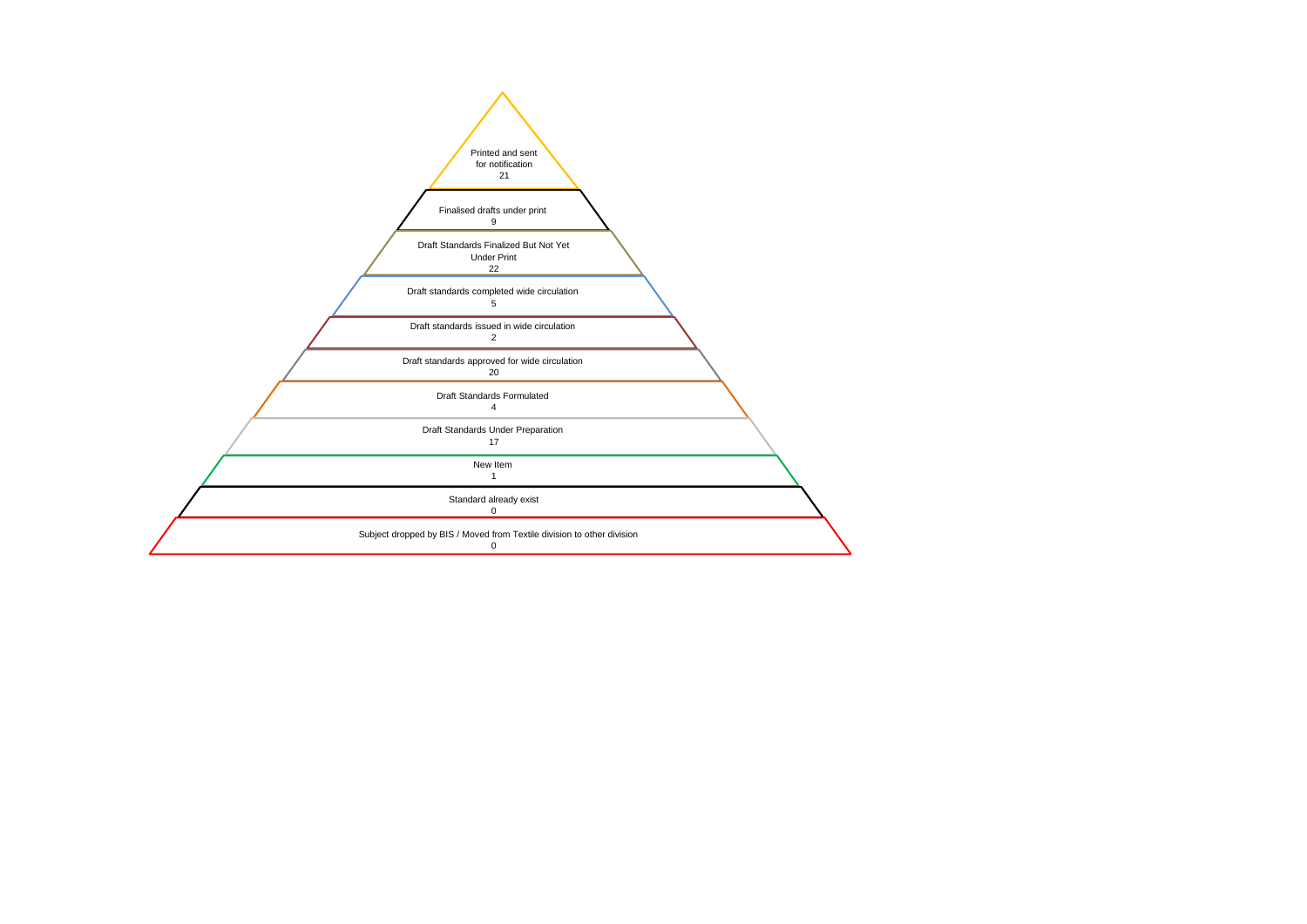Printed and sent
for notification
21

Finalised drafts under print
9

Draft Standards Finalized But Not Yet
Under Print
22

Draft standards completed wide circulation
5

Draft standards issued in wide circulation
2

Draft standards approved for wide circulation
20

Draft Standards Formulated
4

Draft Standards Under Preparation
17

New Item
1

Standard already exist
0

Subject dropped by BIS / Moved from Textile division to other division
0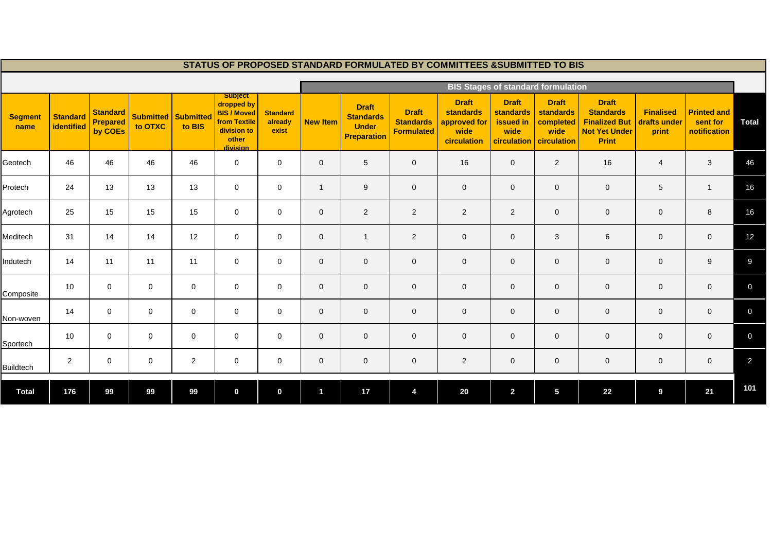# STATUS OF PROPOSED STANDARD FORMULATED BY COMMITTEES &SUBMITTED TO BIS

| Segment name | Standard identified | Standard Prepared by COEs | Submitted to OTXC | Submitted to BIS | Subject dropped by BIS / Moved from Textile division to other division | Standard already exist | BIS Stages of standard formulation | | | | | | | | | Total |
|---|---|---|---|---|---|---|---|---|---|---|---|---|---|---|---|---|
| | | | | | | | New Item | Draft Standards Under Preparation | Draft Standards Formulated | Draft standards approved for wide circulation | Draft standards issued in wide circulation | Draft standards completed wide circulation | Draft Standards Finalized But Not Yet Under Print | Finalised drafts under print | Printed and sent for notification | |
| Geotech | 46 | 46 | 46 | 46 | 0 | 0 | 0 | 5 | 0 | 16 | 0 | 2 | 16 | 4 | 3 | 46 |
| Protech | 24 | 13 | 13 | 13 | 0 | 0 | 1 | 9 | 0 | 0 | 0 | 0 | 0 | 5 | 1 | 16 |
| Agrotech | 25 | 15 | 15 | 15 | 0 | 0 | 0 | 2 | 2 | 2 | 2 | 0 | 0 | 0 | 8 | 16 |
| Meditech | 31 | 14 | 14 | 12 | 0 | 0 | 0 | 1 | 2 | 0 | 0 | 3 | 6 | 0 | 0 | 12 |
| Indutech | 14 | 11 | 11 | 11 | 0 | 0 | 0 | 0 | 0 | 0 | 0 | 0 | 0 | 0 | 9 | 9 |
| Composite | 10 | 0 | 0 | 0 | 0 | 0 | 0 | 0 | 0 | 0 | 0 | 0 | 0 | 0 | 0 | 0 |
| Non-woven | 14 | 0 | 0 | 0 | 0 | 0 | 0 | 0 | 0 | 0 | 0 | 0 | 0 | 0 | 0 | 0 |
| Sportech | 10 | 0 | 0 | 0 | 0 | 0 | 0 | 0 | 0 | 0 | 0 | 0 | 0 | 0 | 0 | 0 |
| Buildtech | 2 | 0 | 0 | 2 | 0 | 0 | 0 | 0 | 0 | 2 | 0 | 0 | 0 | 0 | 0 | 2 |
| **Total** | **176** | **99** | **99** | **99** | **0** | **0** | **1** | **17** | **4** | **20** | **2** | **5** | **22** | **9** | **21** | **101** |